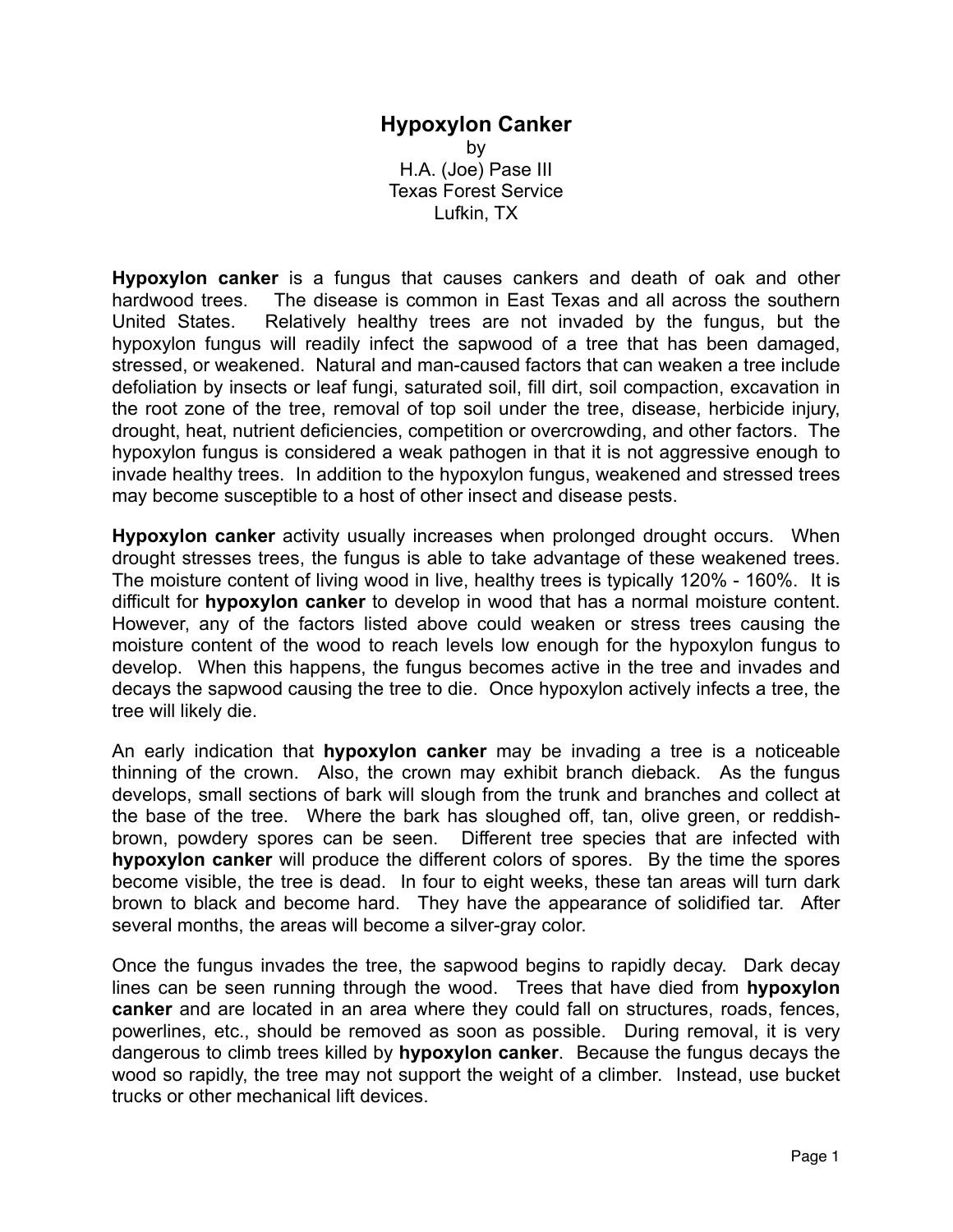# Hypoxylon Canker

by
H.A. (Joe) Pase III
Texas Forest Service
Lufkin, TX

**Hypoxylon canker** is a fungus that causes cankers and death of oak and other hardwood trees. The disease is common in East Texas and all across the southern United States. Relatively healthy trees are not invaded by the fungus, but the hypoxylon fungus will readily infect the sapwood of a tree that has been damaged, stressed, or weakened. Natural and man-caused factors that can weaken a tree include defoliation by insects or leaf fungi, saturated soil, fill dirt, soil compaction, excavation in the root zone of the tree, removal of top soil under the tree, disease, herbicide injury, drought, heat, nutrient deficiencies, competition or overcrowding, and other factors. The hypoxylon fungus is considered a weak pathogen in that it is not aggressive enough to invade healthy trees. In addition to the hypoxylon fungus, weakened and stressed trees may become susceptible to a host of other insect and disease pests.

**Hypoxylon canker** activity usually increases when prolonged drought occurs. When drought stresses trees, the fungus is able to take advantage of these weakened trees. The moisture content of living wood in live, healthy trees is typically 120% - 160%. It is difficult for **hypoxylon canker** to develop in wood that has a normal moisture content. However, any of the factors listed above could weaken or stress trees causing the moisture content of the wood to reach levels low enough for the hypoxylon fungus to develop. When this happens, the fungus becomes active in the tree and invades and decays the sapwood causing the tree to die. Once hypoxylon actively infects a tree, the tree will likely die.

An early indication that **hypoxylon canker** may be invading a tree is a noticeable thinning of the crown. Also, the crown may exhibit branch dieback. As the fungus develops, small sections of bark will slough from the trunk and branches and collect at the base of the tree. Where the bark has sloughed off, tan, olive green, or reddish-brown, powdery spores can be seen. Different tree species that are infected with **hypoxylon canker** will produce the different colors of spores. By the time the spores become visible, the tree is dead. In four to eight weeks, these tan areas will turn dark brown to black and become hard. They have the appearance of solidified tar. After several months, the areas will become a silver-gray color.

Once the fungus invades the tree, the sapwood begins to rapidly decay. Dark decay lines can be seen running through the wood. Trees that have died from **hypoxylon canker** and are located in an area where they could fall on structures, roads, fences, powerlines, etc., should be removed as soon as possible. During removal, it is very dangerous to climb trees killed by **hypoxylon canker**. Because the fungus decays the wood so rapidly, the tree may not support the weight of a climber. Instead, use bucket trucks or other mechanical lift devices.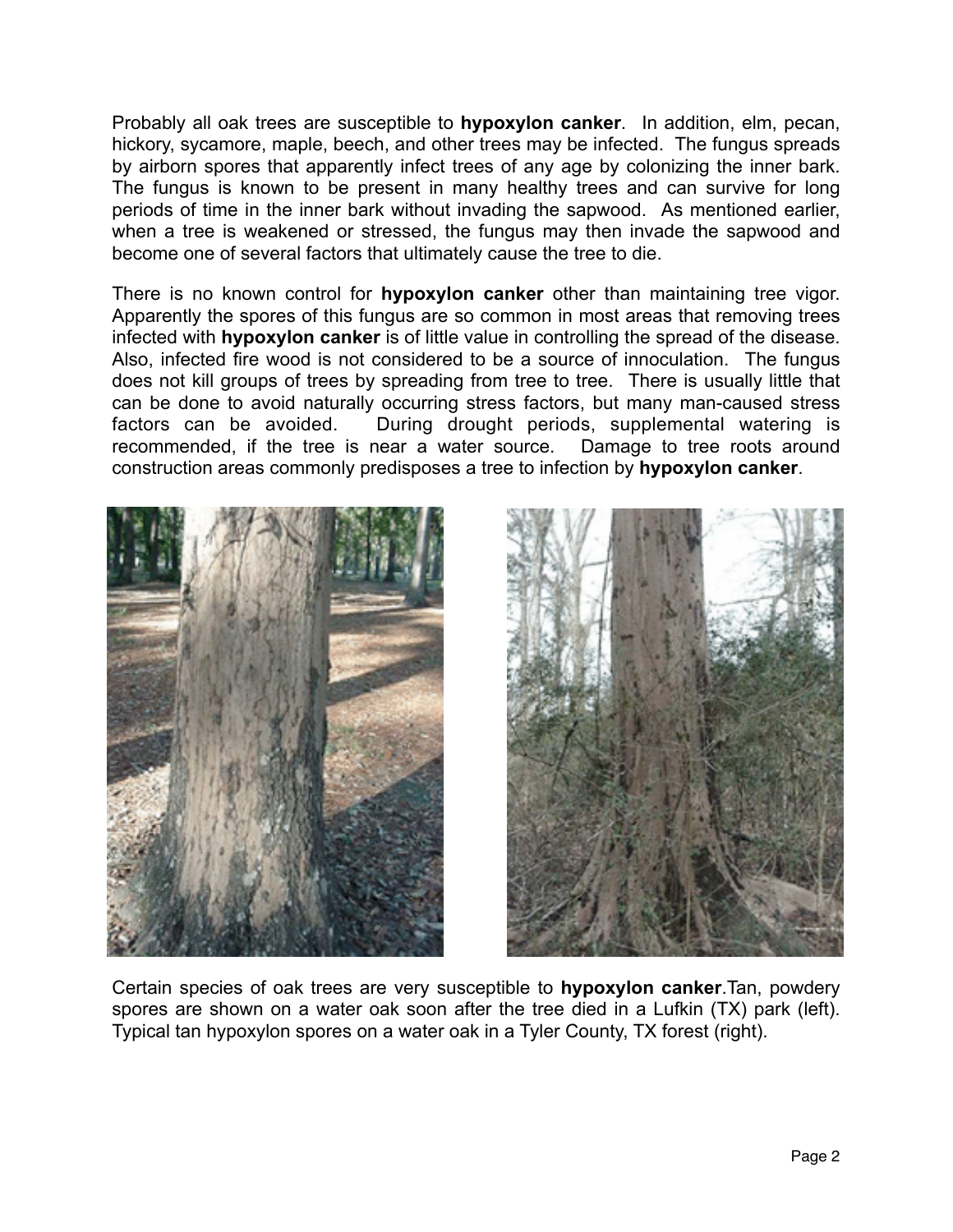Probably all oak trees are susceptible to **hypoxylon canker**. In addition, elm, pecan, hickory, sycamore, maple, beech, and other trees may be infected. The fungus spreads by airborn spores that apparently infect trees of any age by colonizing the inner bark. The fungus is known to be present in many healthy trees and can survive for long periods of time in the inner bark without invading the sapwood. As mentioned earlier, when a tree is weakened or stressed, the fungus may then invade the sapwood and become one of several factors that ultimately cause the tree to die.

There is no known control for **hypoxylon canker** other than maintaining tree vigor. Apparently the spores of this fungus are so common in most areas that removing trees infected with **hypoxylon canker** is of little value in controlling the spread of the disease. Also, infected fire wood is not considered to be a source of innoculation. The fungus does not kill groups of trees by spreading from tree to tree. There is usually little that can be done to avoid naturally occurring stress factors, but many man-caused stress factors can be avoided. During drought periods, supplemental watering is recommended, if the tree is near a water source. Damage to tree roots around construction areas commonly predisposes a tree to infection by **hypoxylon canker**.

Certain species of oak trees are very susceptible to **hypoxylon canker**.Tan, powdery spores are shown on a water oak soon after the tree died in a Lufkin (TX) park (left). Typical tan hypoxylon spores on a water oak in a Tyler County, TX forest (right).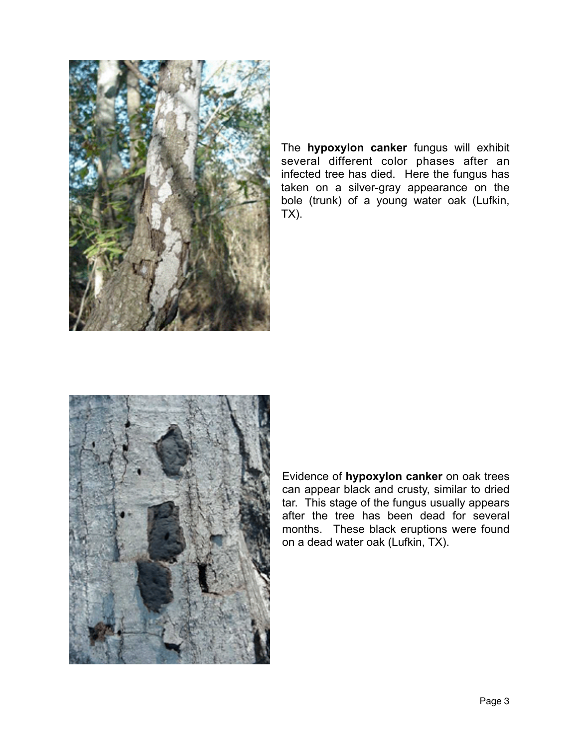The **hypoxylon canker** fungus will exhibit several different color phases after an infected tree has died. Here the fungus has taken on a silver-gray appearance on the bole (trunk) of a young water oak (Lufkin, TX).

Evidence of **hypoxylon canker** on oak trees can appear black and crusty, similar to dried tar. This stage of the fungus usually appears after the tree has been dead for several months. These black eruptions were found on a dead water oak (Lufkin, TX).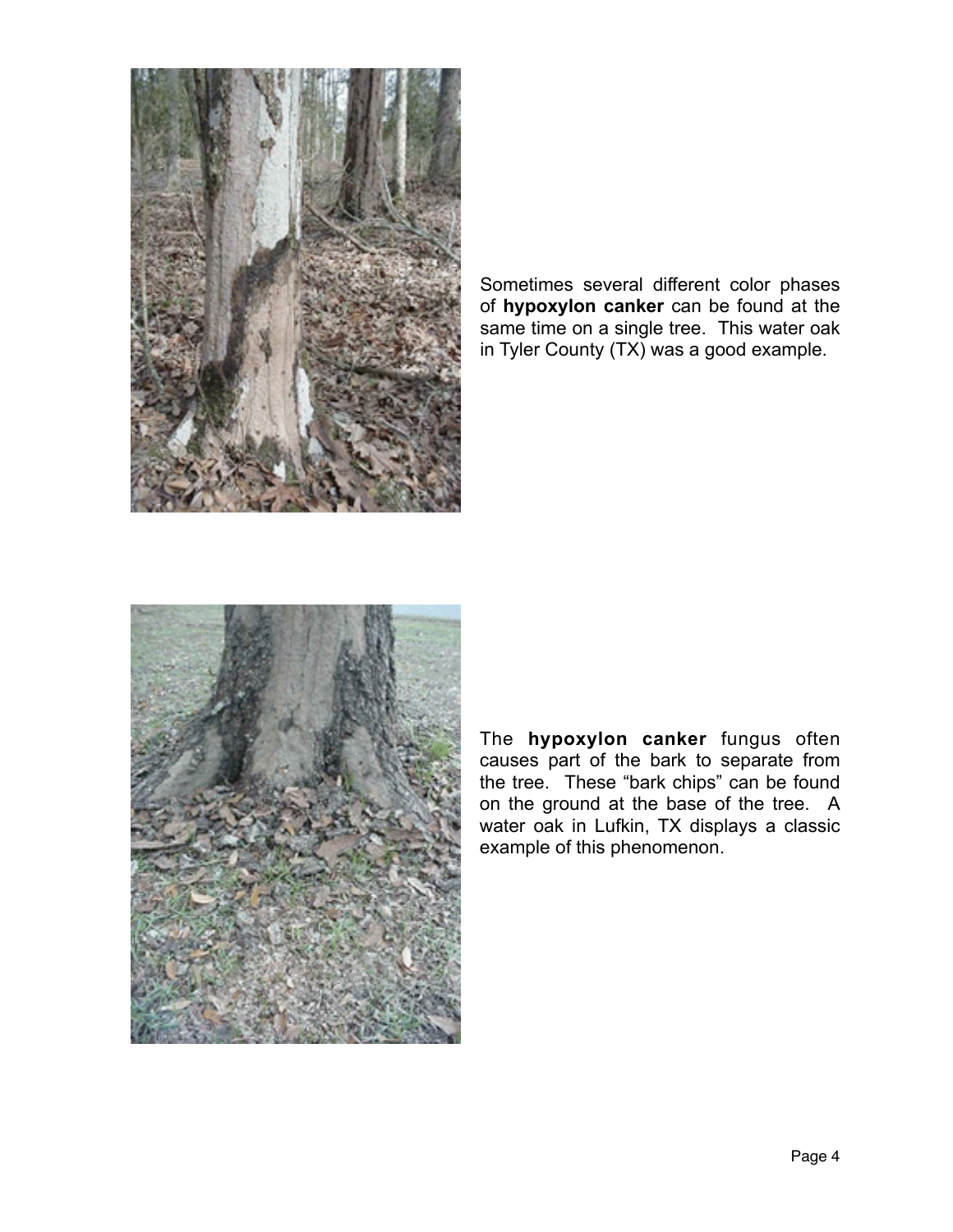Sometimes several different color phases of **hypoxylon canker** can be found at the same time on a single tree. This water oak in Tyler County (TX) was a good example.

The **hypoxylon canker** fungus often causes part of the bark to separate from the tree. These "bark chips" can be found on the ground at the base of the tree. A water oak in Lufkin, TX displays a classic example of this phenomenon.